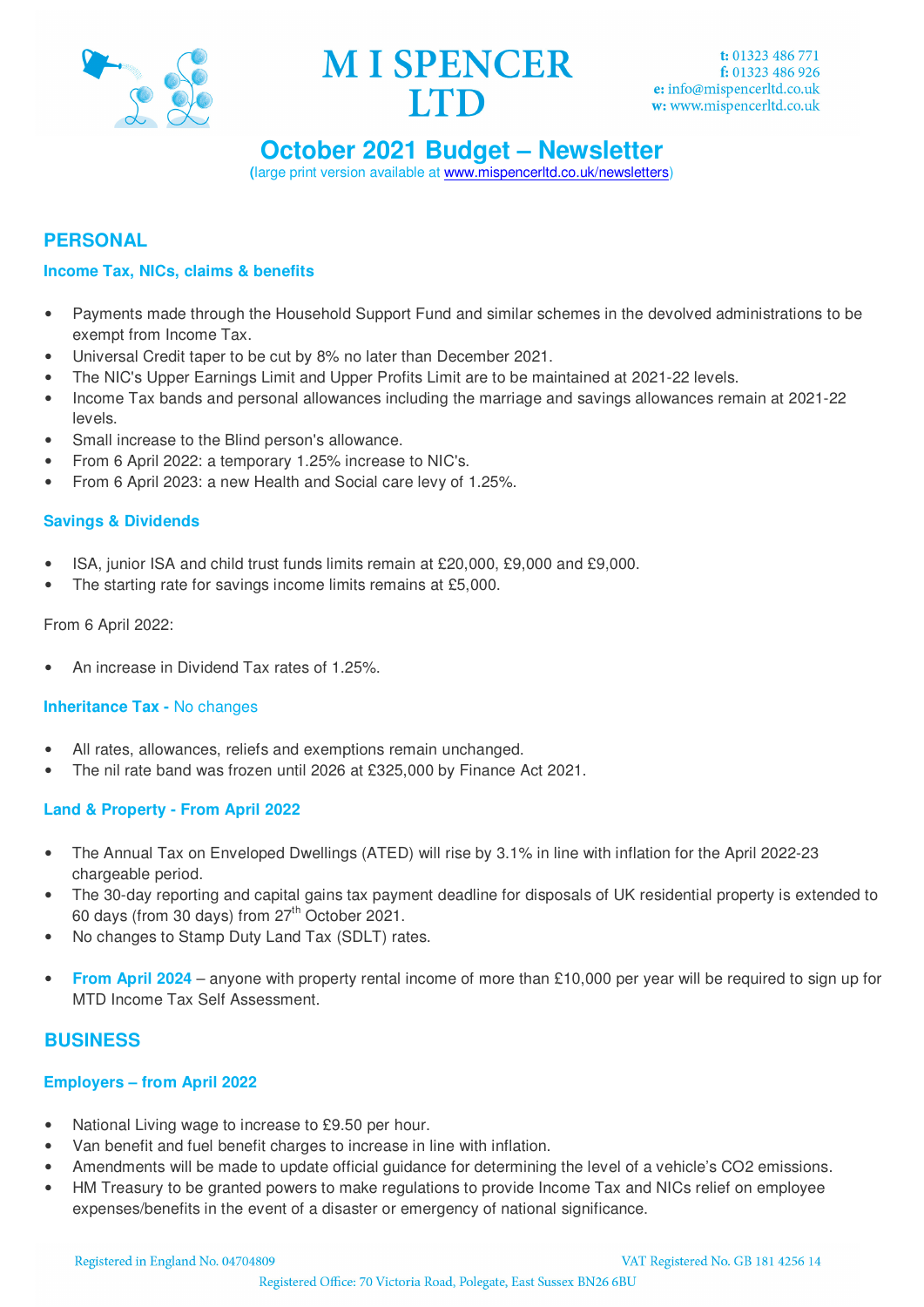# M I SPENCER LTD

**t:** 01323 486 771
**f:** 01323 486 926
**e:** info@mispencerltd.co.uk
**w:** www.mispencerltd.co.uk

## October 2021 Budget – Newsletter

(large print version available at www.mispencerltd.co.uk/newsletters)

## PERSONAL

### Income Tax, NICs, claims & benefits

- Payments made through the Household Support Fund and similar schemes in the devolved administrations to be exempt from Income Tax.
- Universal Credit taper to be cut by 8% no later than December 2021.
- The NIC's Upper Earnings Limit and Upper Profits Limit are to be maintained at 2021-22 levels.
- Income Tax bands and personal allowances including the marriage and savings allowances remain at 2021-22 levels.
- Small increase to the Blind person's allowance.
- From 6 April 2022: a temporary 1.25% increase to NIC's.
- From 6 April 2023: a new Health and Social care levy of 1.25%.

### Savings & Dividends

- ISA, junior ISA and child trust funds limits remain at £20,000, £9,000 and £9,000.
- The starting rate for savings income limits remains at £5,000.

From 6 April 2022:

- An increase in Dividend Tax rates of 1.25%.

### Inheritance Tax - No changes

- All rates, allowances, reliefs and exemptions remain unchanged.
- The nil rate band was frozen until 2026 at £325,000 by Finance Act 2021.

### Land & Property - From April 2022

- The Annual Tax on Enveloped Dwellings (ATED) will rise by 3.1% in line with inflation for the April 2022-23 chargeable period.
- The 30-day reporting and capital gains tax payment deadline for disposals of UK residential property is extended to 60 days (from 30 days) from 27th October 2021.
- No changes to Stamp Duty Land Tax (SDLT) rates.

- **From April 2024** – anyone with property rental income of more than £10,000 per year will be required to sign up for MTD Income Tax Self Assessment.

## BUSINESS

### Employers – from April 2022

- National Living wage to increase to £9.50 per hour.
- Van benefit and fuel benefit charges to increase in line with inflation.
- Amendments will be made to update official guidance for determining the level of a vehicle's $CO_2$ emissions.
- HM Treasury to be granted powers to make regulations to provide Income Tax and NICs relief on employee expenses/benefits in the event of a disaster or emergency of national significance.

Registered in England No. 04704809 VAT Registered No. GB 181 4256 14
Registered Office: 70 Victoria Road, Polegate, East Sussex BN26 6BU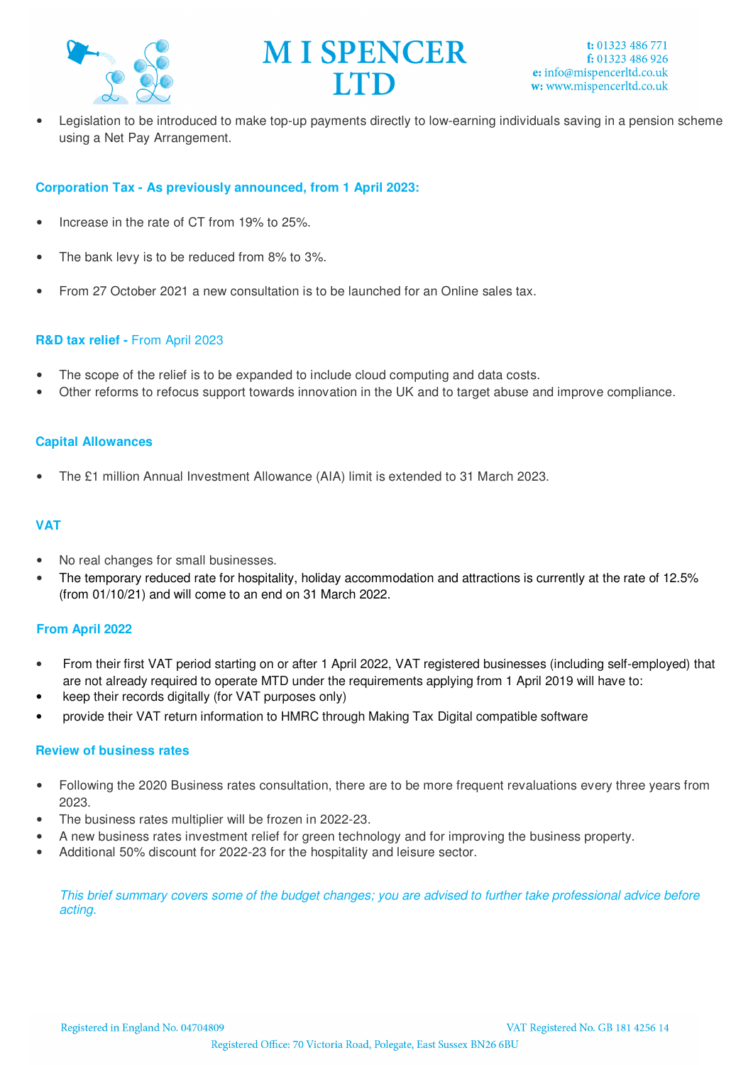- Legislation to be introduced to make top-up payments directly to low-earning individuals saving in a pension scheme using a Net Pay Arrangement.

### Corporation Tax - As previously announced, from 1 April 2023:

- Increase in the rate of CT from 19% to 25%.
- The bank levy is to be reduced from 8% to 3%.
- From 27 October 2021 a new consultation is to be launched for an Online sales tax.

### R&D tax relief - From April 2023

- The scope of the relief is to be expanded to include cloud computing and data costs.
- Other reforms to refocus support towards innovation in the UK and to target abuse and improve compliance.

### Capital Allowances

- The £1 million Annual Investment Allowance (AIA) limit is extended to 31 March 2023.

### VAT

- No real changes for small businesses.
- The temporary reduced rate for hospitality, holiday accommodation and attractions is currently at the rate of 12.5% (from 01/10/21) and will come to an end on 31 March 2022.

### From April 2022

- From their first VAT period starting on or after 1 April 2022, VAT registered businesses (including self-employed) that are not already required to operate MTD under the requirements applying from 1 April 2019 will have to:
- keep their records digitally (for VAT purposes only)
- provide their VAT return information to HMRC through Making Tax Digital compatible software

### Review of business rates

- Following the 2020 Business rates consultation, there are to be more frequent revaluations every three years from 2023.
- The business rates multiplier will be frozen in 2022-23.
- A new business rates investment relief for green technology and for improving the business property.
- Additional 50% discount for 2022-23 for the hospitality and leisure sector.

*This brief summary covers some of the budget changes; you are advised to further take professional advice before acting.*